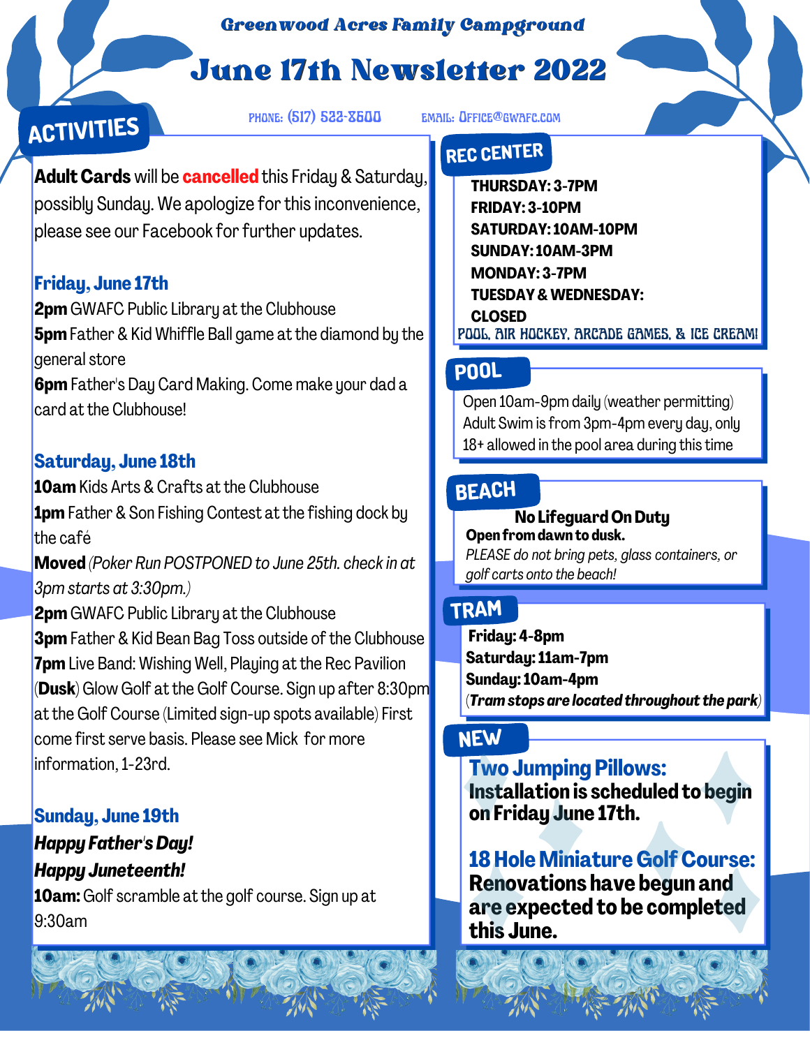Greenwood Acres Family Campground

# June 17th Newsletter 2022

PHONE: (517) 522-8600 EMAIL: OFFICE@GWAFC.COM

## ACTIVITIES

**Adult Cards** will be **cancelled** this Friday & Saturday, possibly Sunday. We apologize for this inconvenience, please see our Facebook for further updates.

### Friday, June 17th

**2pm** GWAFC Public Library at the Clubhouse
**5pm** Father & Kid Whiffle Ball game at the diamond by the general store
**6pm** Father's Day Card Making. Come make your dad a card at the Clubhouse!

### Saturday, June 18th

**10am** Kids Arts & Crafts at the Clubhouse
**1pm** Father & Son Fishing Contest at the fishing dock by the café
**Moved** *(Poker Run POSTPONED to June 25th. check in at 3pm starts at 3:30pm.)*
**2pm** GWAFC Public Library at the Clubhouse
**3pm** Father & Kid Bean Bag Toss outside of the Clubhouse
**7pm** Live Band: Wishing Well, Playing at the Rec Pavilion
(**Dusk**) Glow Golf at the Golf Course. Sign up after 8:30pm at the Golf Course (Limited sign-up spots available) First come first serve basis. Please see Mick for more information, 1-23rd.

### Sunday, June 19th

***Happy Father's Day!***
***Happy Juneteenth!***
**10am:** Golf scramble at the golf course. Sign up at 9:30am

## REC CENTER

**THURSDAY: 3-7PM**
**FRIDAY: 3-10PM**
**SATURDAY: 10AM-10PM**
**SUNDAY: 10AM-3PM**
**MONDAY: 3-7PM**
**TUESDAY & WEDNESDAY: CLOSED**

POOL, AIR HOCKEY, ARCADE GAMES, & ICE CREAM!

## POOL

Open 10am-9pm daily (weather permitting)
Adult Swim is from 3pm-4pm every day, only 18+ allowed in the pool area during this time

## BEACH

**No Lifeguard On Duty**
**Open from dawn to dusk.**
*PLEASE do not bring pets, glass containers, or golf carts onto the beach!*

## TRAM

**Friday: 4-8pm**
**Saturday: 11am-7pm**
**Sunday: 10am-4pm**
(***Tram stops are located throughout the park***)

## NEW

**Two Jumping Pillows:**
**Installation is scheduled to begin on Friday June 17th.**

**18 Hole Miniature Golf Course:**
**Renovations have begun and are expected to be completed this June.**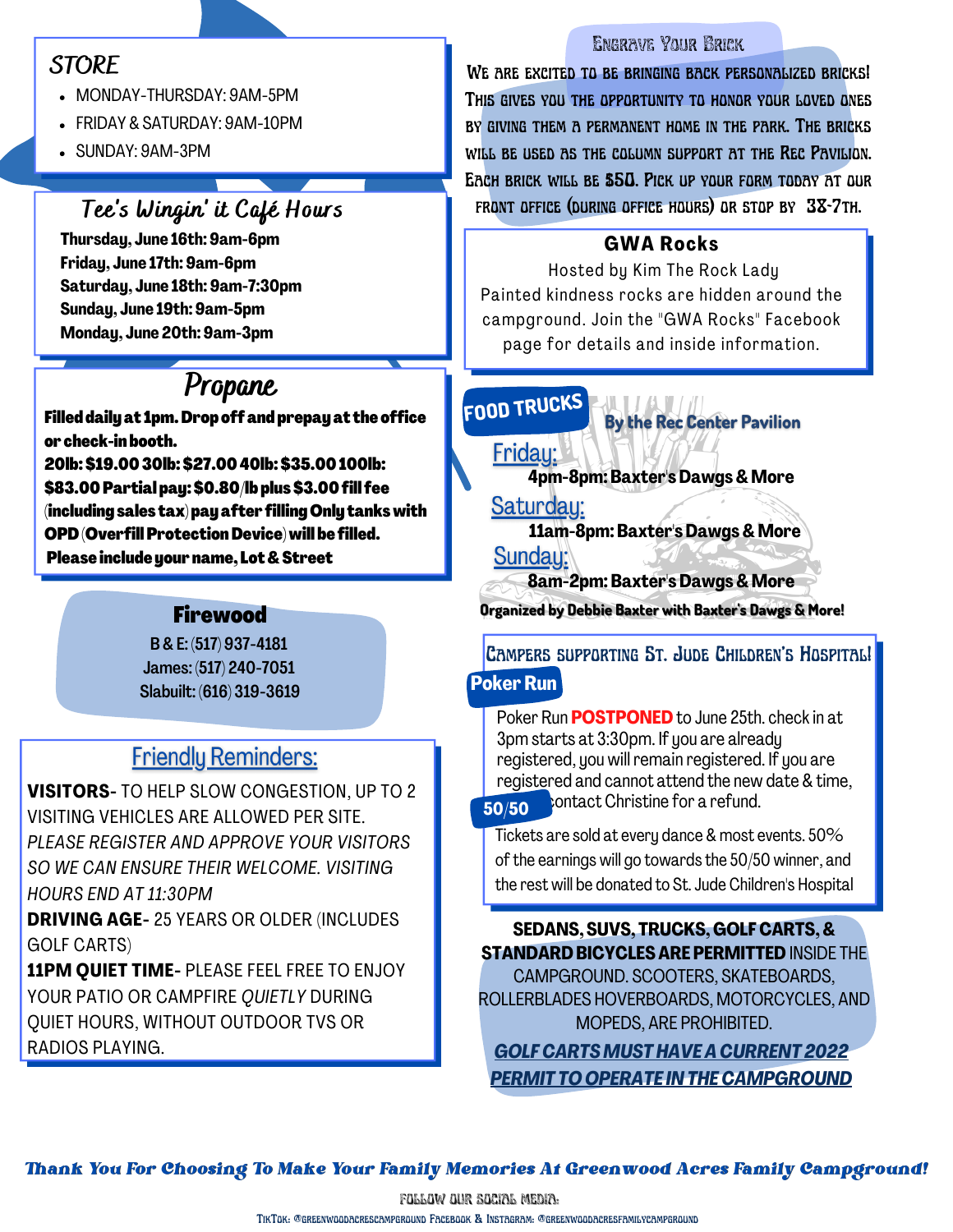## STORE

- MONDAY-THURSDAY: 9AM-5PM
- FRIDAY & SATURDAY: 9AM-10PM
- SUNDAY: 9AM-3PM

## Tee's Wingin' it Café Hours

**Thursday, June 16th: 9am-6pm**
**Friday, June 17th: 9am-6pm**
**Saturday, June 18th: 9am-7:30pm**
**Sunday, June 19th: 9am-5pm**
**Monday, June 20th: 9am-3pm**

## Propane

**Filled daily at 1pm. Drop off and prepay at the office or check-in booth.**
**20lb: $19.00 30lb: $27.00 40lb: $35.00 100lb: $83.00 Partial pay: $0.80/lb plus $3.00 fill fee (including sales tax) pay after filling Only tanks with OPD (Overfill Protection Device) will be filled.**
**Please include your name, Lot & Street**

## Firewood

B & E: (517) 937-4181
James: (517) 240-7051
Slabuilt: (616) 319-3619

## Friendly Reminders:

**VISITORS**- TO HELP SLOW CONGESTION, UP TO 2 VISITING VEHICLES ARE ALLOWED PER SITE. *PLEASE REGISTER AND APPROVE YOUR VISITORS SO WE CAN ENSURE THEIR WELCOME. VISITING HOURS END AT 11:30PM*

**DRIVING AGE**- 25 YEARS OR OLDER (INCLUDES GOLF CARTS)

**11PM QUIET TIME**- PLEASE FEEL FREE TO ENJOY YOUR PATIO OR CAMPFIRE *QUIETLY* DURING QUIET HOURS, WITHOUT OUTDOOR TVS OR RADIOS PLAYING.

## Engrave Your Brick

We are excited to be bringing back personalized bricks! This gives you the opportunity to honor your loved ones by giving them a permanent home in the park. The bricks will be used as the column support at the Rec Pavilion. Each brick will be $50. Pick up your form today at our front office (during office hours) or stop by 38-7th.

## GWA Rocks

Hosted by Kim The Rock Lady
Painted kindness rocks are hidden around the campground. Join the "GWA Rocks" Facebook page for details and inside information.

## FOOD TRUCKS

**By the Rec Center Pavilion**

Friday:
**4pm-8pm: Baxter's Dawgs & More**

Saturday:
**11am-8pm: Baxter's Dawgs & More**

Sunday:
**8am-2pm: Baxter's Dawgs & More**

**Organized by Debbie Baxter with Baxter's Dawgs & More!**

## Campers supporting St. Jude Children's Hospital!

### Poker Run

Poker Run **POSTPONED** to June 25th. check in at 3pm starts at 3:30pm. If you are already registered, you will remain registered. If you are registered and cannot attend the new date & time, contact Christine for a refund.

### 50/50

Tickets are sold at every dance & most events. 50% of the earnings will go towards the 50/50 winner, and the rest will be donated to St. Jude Children's Hospital

**SEDANS, SUVS, TRUCKS, GOLF CARTS, & STANDARD BICYCLES ARE PERMITTED** INSIDE THE CAMPGROUND. SCOOTERS, SKATEBOARDS, ROLLERBLADES HOVERBOARDS, MOTORCYCLES, AND MOPEDS, ARE PROHIBITED.

***GOLF CARTS MUST HAVE A CURRENT 2022 PERMIT TO OPERATE IN THE CAMPGROUND***

***Thank You For Choosing To Make Your Family Memories At Greenwood Acres Family Campground!***

Follow our social media:
TikTok: @greenwoodacrescampground Facebook & Instagram: @greenwoodacresfamilycampground